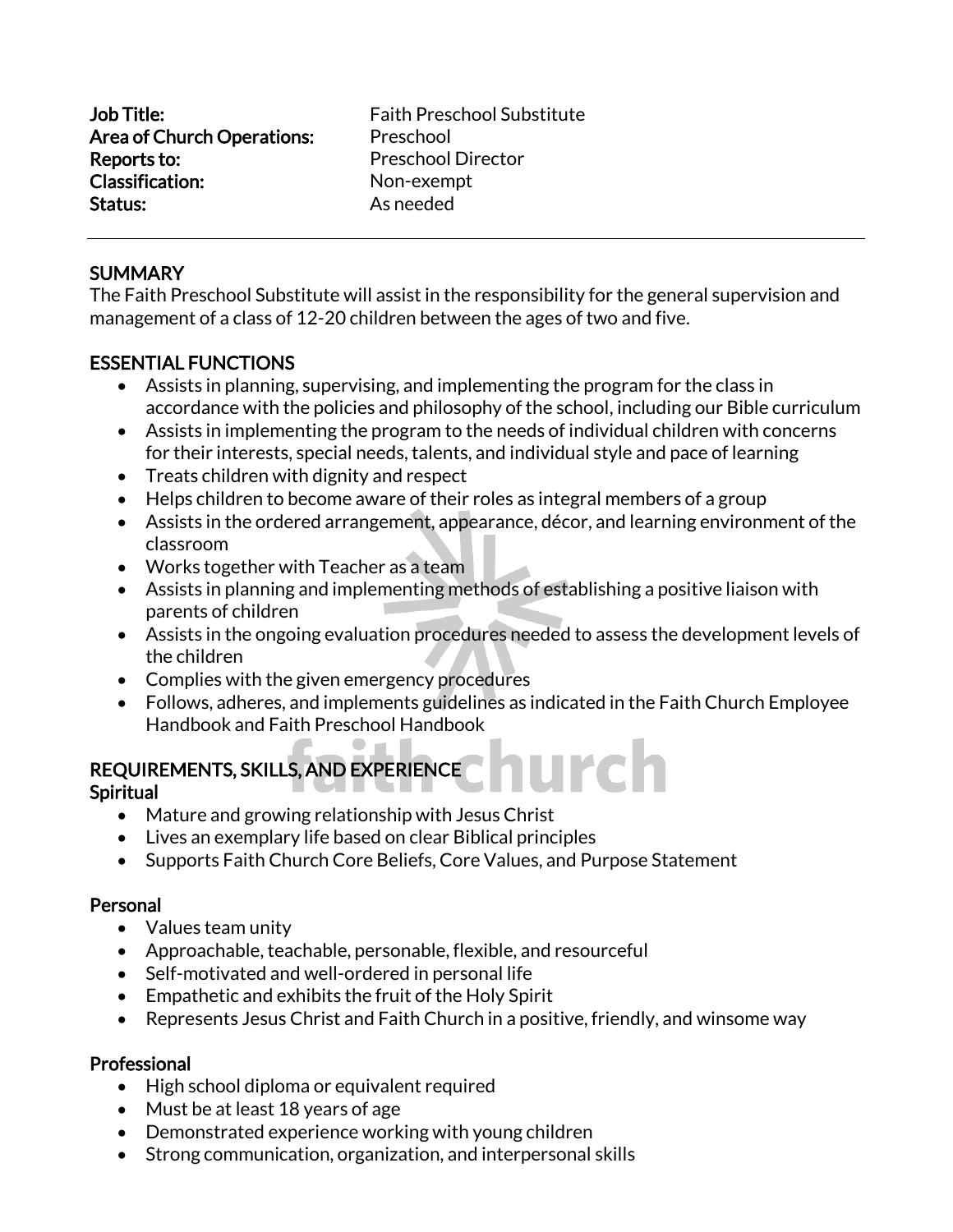**Job Title:** Faith Preschool Substitute
**Area of Church Operations:** Preschool
**Reports to:** Preschool Director
**Classification:** Non-exempt
**Status:** As needed

---

## SUMMARY

The Faith Preschool Substitute will assist in the responsibility for the general supervision and management of a class of 12-20 children between the ages of two and five.

## ESSENTIAL FUNCTIONS

- Assists in planning, supervising, and implementing the program for the class in accordance with the policies and philosophy of the school, including our Bible curriculum
- Assists in implementing the program to the needs of individual children with concerns for their interests, special needs, talents, and individual style and pace of learning
- Treats children with dignity and respect
- Helps children to become aware of their roles as integral members of a group
- Assists in the ordered arrangement, appearance, décor, and learning environment of the classroom
- Works together with Teacher as a team
- Assists in planning and implementing methods of establishing a positive liaison with parents of children
- Assists in the ongoing evaluation procedures needed to assess the development levels of the children
- Complies with the given emergency procedures
- Follows, adheres, and implements guidelines as indicated in the Faith Church Employee Handbook and Faith Preschool Handbook

## REQUIREMENTS, SKILLS, AND EXPERIENCE

### Spiritual

- Mature and growing relationship with Jesus Christ
- Lives an exemplary life based on clear Biblical principles
- Supports Faith Church Core Beliefs, Core Values, and Purpose Statement

### Personal

- Values team unity
- Approachable, teachable, personable, flexible, and resourceful
- Self-motivated and well-ordered in personal life
- Empathetic and exhibits the fruit of the Holy Spirit
- Represents Jesus Christ and Faith Church in a positive, friendly, and winsome way

### Professional

- High school diploma or equivalent required
- Must be at least 18 years of age
- Demonstrated experience working with young children
- Strong communication, organization, and interpersonal skills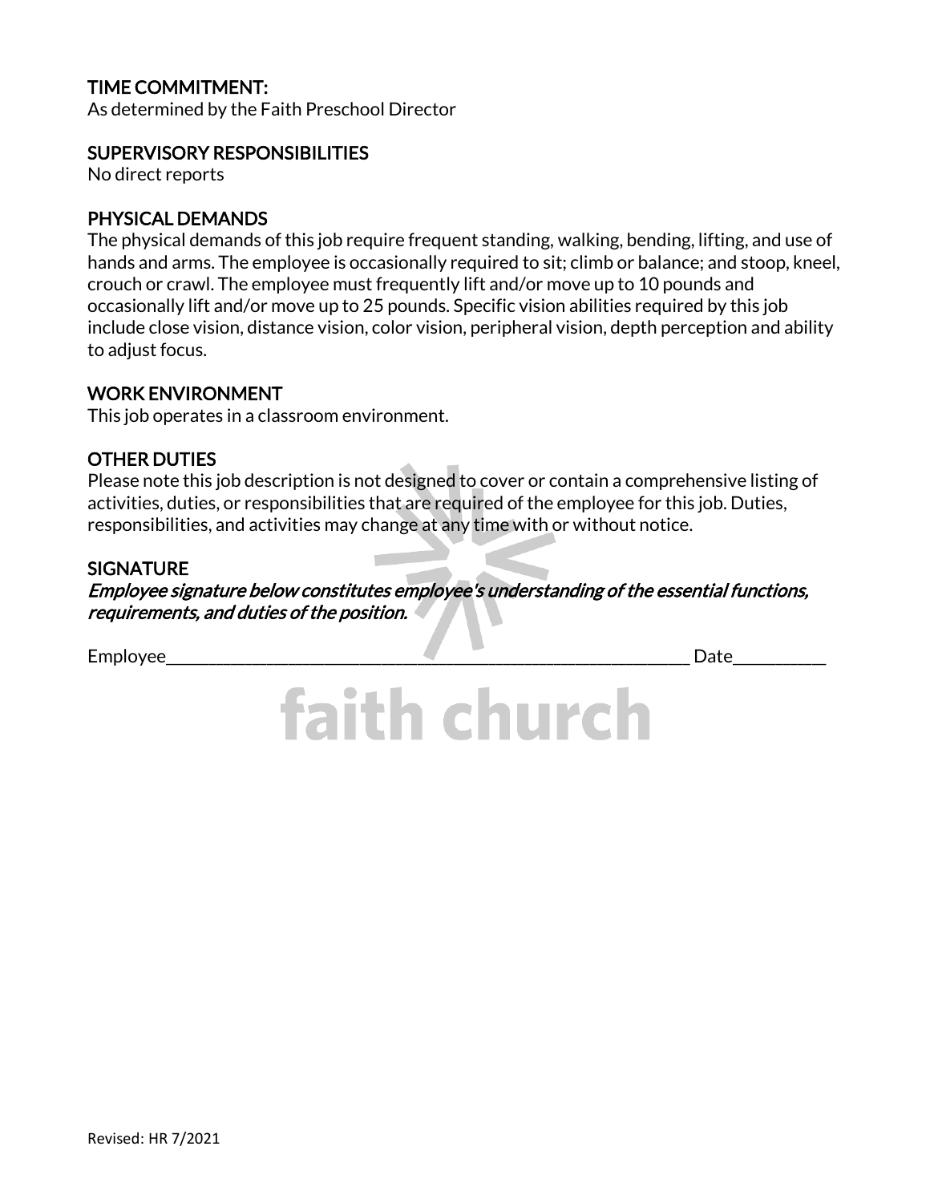## TIME COMMITMENT:

As determined by the Faith Preschool Director

## SUPERVISORY RESPONSIBILITIES

No direct reports

## PHYSICAL DEMANDS

The physical demands of this job require frequent standing, walking, bending, lifting, and use of hands and arms. The employee is occasionally required to sit; climb or balance; and stoop, kneel, crouch or crawl. The employee must frequently lift and/or move up to 10 pounds and occasionally lift and/or move up to 25 pounds. Specific vision abilities required by this job include close vision, distance vision, color vision, peripheral vision, depth perception and ability to adjust focus.

## WORK ENVIRONMENT

This job operates in a classroom environment.

## OTHER DUTIES

Please note this job description is not designed to cover or contain a comprehensive listing of activities, duties, or responsibilities that are required of the employee for this job. Duties, responsibilities, and activities may change at any time with or without notice.

## SIGNATURE

***Employee signature below constitutes employee's understanding of the essential functions, requirements, and duties of the position.***

Employee______________________________________________________________ Date__________

Revised: HR 7/2021